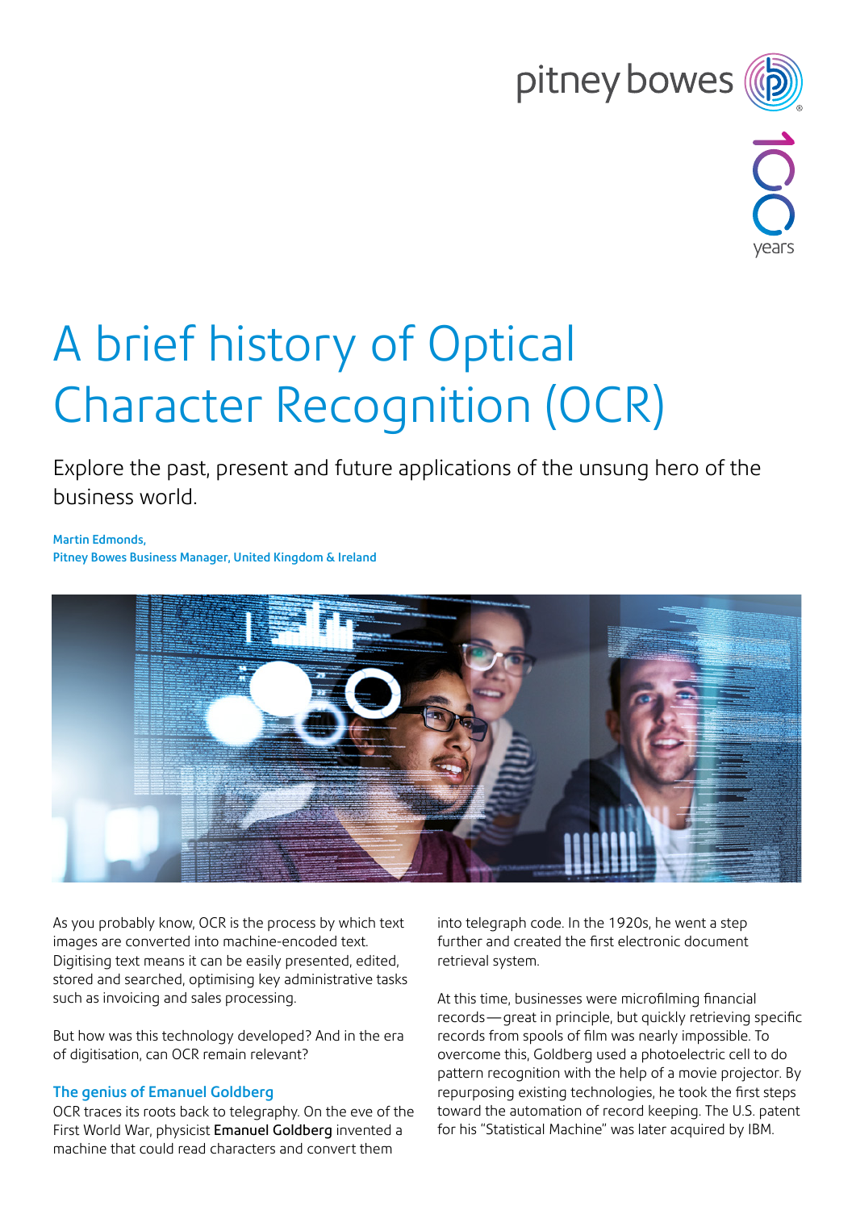# A brief history of Optical Character Recognition (OCR)

Explore the past, present and future applications of the unsung hero of the business world.

**Martin Edmonds,**
**Pitney Bowes Business Manager, United Kingdom & Ireland**

As you probably know, OCR is the process by which text images are converted into machine-encoded text. Digitising text means it can be easily presented, edited, stored and searched, optimising key administrative tasks such as invoicing and sales processing.

But how was this technology developed? And in the era of digitisation, can OCR remain relevant?

## The genius of Emanuel Goldberg

OCR traces its roots back to telegraphy. On the eve of the First World War, physicist **Emanuel Goldberg** invented a machine that could read characters and convert them into telegraph code. In the 1920s, he went a step further and created the first electronic document retrieval system.

At this time, businesses were microfilming financial records—great in principle, but quickly retrieving specific records from spools of film was nearly impossible. To overcome this, Goldberg used a photoelectric cell to do pattern recognition with the help of a movie projector. By repurposing existing technologies, he took the first steps toward the automation of record keeping. The U.S. patent for his "Statistical Machine" was later acquired by IBM.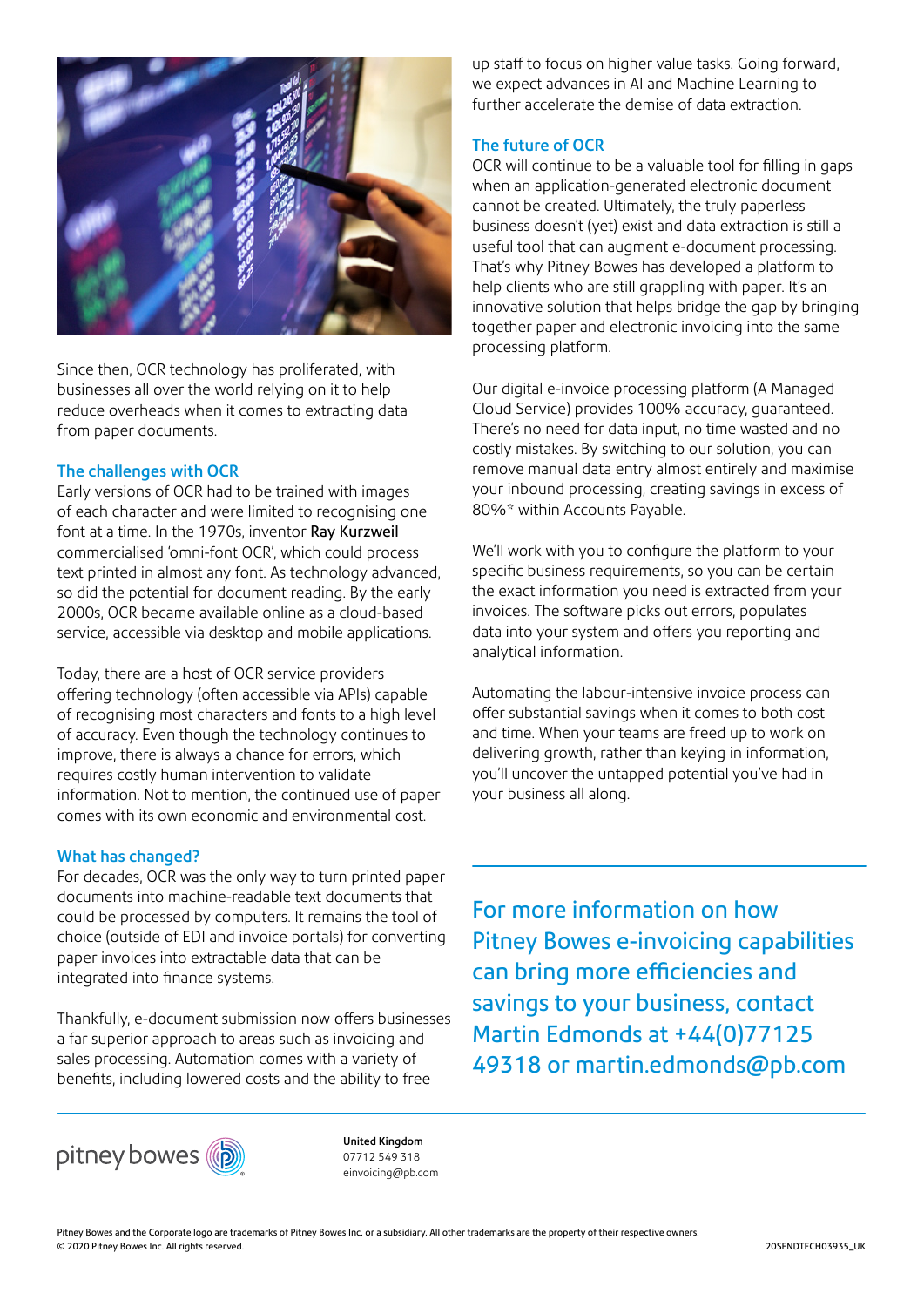Since then, OCR technology has proliferated, with businesses all over the world relying on it to help reduce overheads when it comes to extracting data from paper documents.

## The challenges with OCR

Early versions of OCR had to be trained with images of each character and were limited to recognising one font at a time. In the 1970s, inventor **Ray Kurzweil** commercialised 'omni-font OCR', which could process text printed in almost any font. As technology advanced, so did the potential for document reading. By the early 2000s, OCR became available online as a cloud-based service, accessible via desktop and mobile applications.

Today, there are a host of OCR service providers offering technology (often accessible via APIs) capable of recognising most characters and fonts to a high level of accuracy. Even though the technology continues to improve, there is always a chance for errors, which requires costly human intervention to validate information. Not to mention, the continued use of paper comes with its own economic and environmental cost.

## What has changed?

For decades, OCR was the only way to turn printed paper documents into machine-readable text documents that could be processed by computers. It remains the tool of choice (outside of EDI and invoice portals) for converting paper invoices into extractable data that can be integrated into finance systems.

Thankfully, e-document submission now offers businesses a far superior approach to areas such as invoicing and sales processing. Automation comes with a variety of benefits, including lowered costs and the ability to free up staff to focus on higher value tasks. Going forward, we expect advances in AI and Machine Learning to further accelerate the demise of data extraction.

## The future of OCR

OCR will continue to be a valuable tool for filling in gaps when an application-generated electronic document cannot be created. Ultimately, the truly paperless business doesn't (yet) exist and data extraction is still a useful tool that can augment e-document processing. That's why Pitney Bowes has developed a platform to help clients who are still grappling with paper. It's an innovative solution that helps bridge the gap by bringing together paper and electronic invoicing into the same processing platform.

Our digital e-invoice processing platform (A Managed Cloud Service) provides 100% accuracy, guaranteed. There's no need for data input, no time wasted and no costly mistakes. By switching to our solution, you can remove manual data entry almost entirely and maximise your inbound processing, creating savings in excess of 80%* within Accounts Payable.

We'll work with you to configure the platform to your specific business requirements, so you can be certain the exact information you need is extracted from your invoices. The software picks out errors, populates data into your system and offers you reporting and analytical information.

Automating the labour-intensive invoice process can offer substantial savings when it comes to both cost and time. When your teams are freed up to work on delivering growth, rather than keying in information, you'll uncover the untapped potential you've had in your business all along.

---

For more information on how Pitney Bowes e-invoicing capabilities can bring more efficiencies and savings to your business, contact Martin Edmonds at +44(0)77125 49318 or martin.edmonds@pb.com

---

pitney bowes

**United Kingdom**
07712 549 318
einvoicing@pb.com

Pitney Bowes and the Corporate logo are trademarks of Pitney Bowes Inc. or a subsidiary. All other trademarks are the property of their respective owners.
© 2020 Pitney Bowes Inc. All rights reserved.

20SENDTECH03935_UK